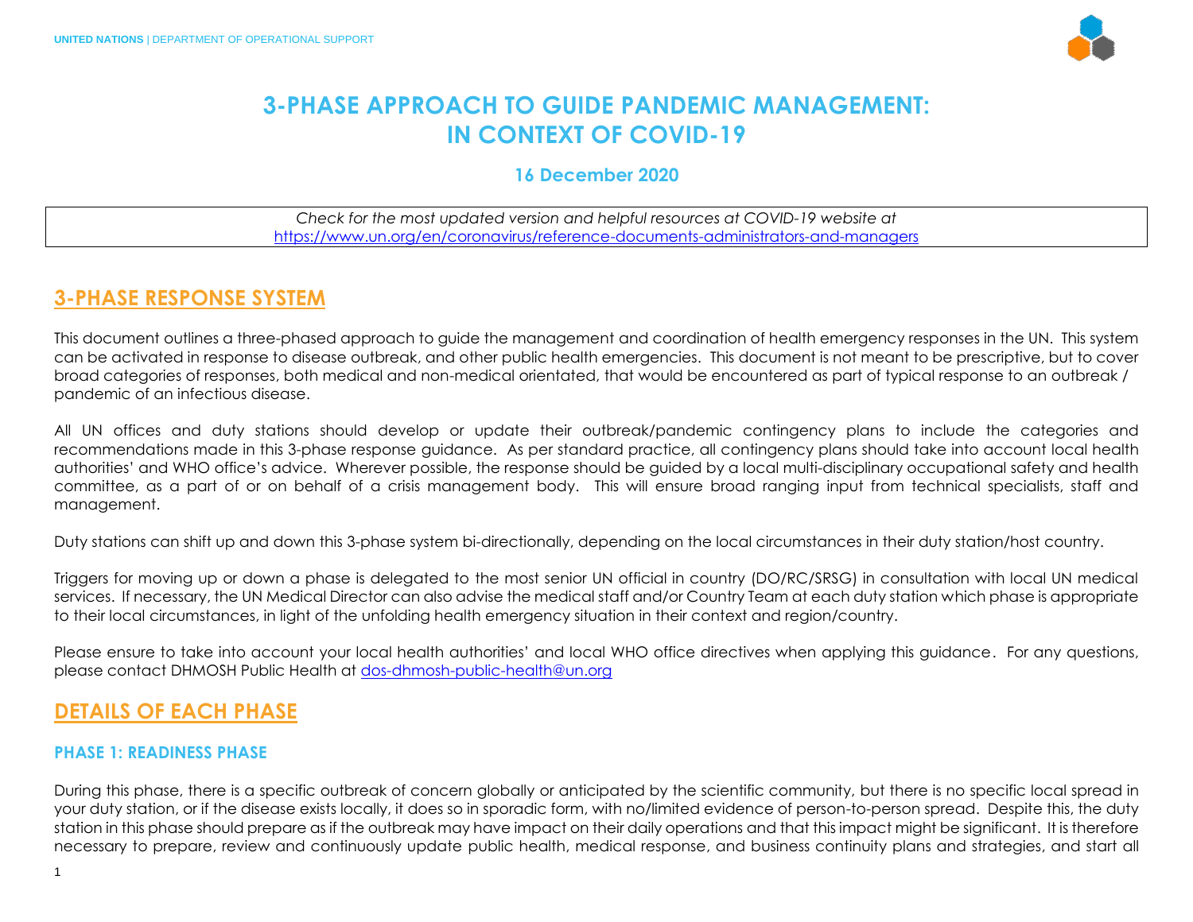UNITED NATIONS | DEPARTMENT OF OPERATIONAL SUPPORT

# 3-PHASE APPROACH TO GUIDE PANDEMIC MANAGEMENT: IN CONTEXT OF COVID-19

### 16 December 2020

*Check for the most updated version and helpful resources at COVID-19 website at* https://www.un.org/en/coronavirus/reference-documents-administrators-and-managers

## 3-PHASE RESPONSE SYSTEM

This document outlines a three-phased approach to guide the management and coordination of health emergency responses in the UN. This system can be activated in response to disease outbreak, and other public health emergencies. This document is not meant to be prescriptive, but to cover broad categories of responses, both medical and non-medical orientated, that would be encountered as part of typical response to an outbreak / pandemic of an infectious disease.

All UN offices and duty stations should develop or update their outbreak/pandemic contingency plans to include the categories and recommendations made in this 3-phase response guidance. As per standard practice, all contingency plans should take into account local health authorities' and WHO office's advice. Wherever possible, the response should be guided by a local multi-disciplinary occupational safety and health committee, as a part of or on behalf of a crisis management body. This will ensure broad ranging input from technical specialists, staff and management.

Duty stations can shift up and down this 3-phase system bi-directionally, depending on the local circumstances in their duty station/host country.

Triggers for moving up or down a phase is delegated to the most senior UN official in country (DO/RC/SRSG) in consultation with local UN medical services. If necessary, the UN Medical Director can also advise the medical staff and/or Country Team at each duty station which phase is appropriate to their local circumstances, in light of the unfolding health emergency situation in their context and region/country.

Please ensure to take into account your local health authorities' and local WHO office directives when applying this guidance. For any questions, please contact DHMOSH Public Health at dos-dhmosh-public-health@un.org

## DETAILS OF EACH PHASE

### PHASE 1: READINESS PHASE

During this phase, there is a specific outbreak of concern globally or anticipated by the scientific community, but there is no specific local spread in your duty station, or if the disease exists locally, it does so in sporadic form, with no/limited evidence of person-to-person spread. Despite this, the duty station in this phase should prepare as if the outbreak may have impact on their daily operations and that this impact might be significant. It is therefore necessary to prepare, review and continuously update public health, medical response, and business continuity plans and strategies, and start all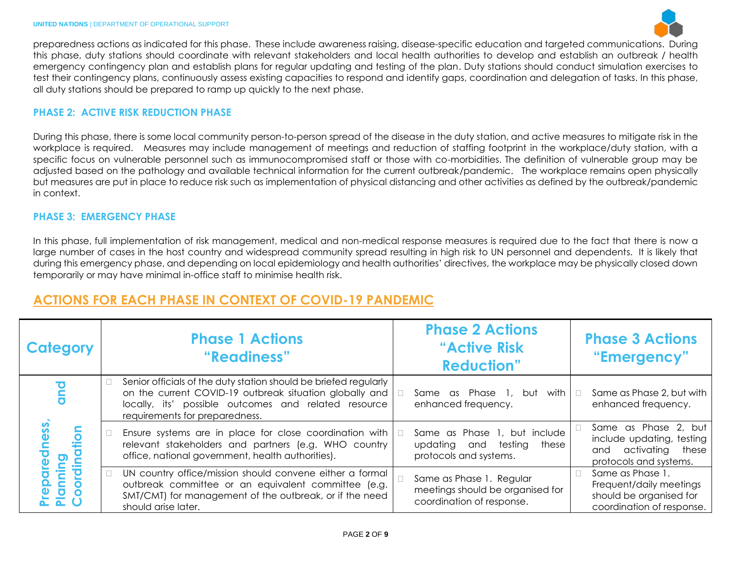preparedness actions as indicated for this phase. These include awareness raising, disease-specific education and targeted communications. During this phase, duty stations should coordinate with relevant stakeholders and local health authorities to develop and establish an outbreak / health emergency contingency plan and establish plans for regular updating and testing of the plan. Duty stations should conduct simulation exercises to test their contingency plans, continuously assess existing capacities to respond and identify gaps, coordination and delegation of tasks. In this phase, all duty stations should be prepared to ramp up quickly to the next phase.

### PHASE 2: ACTIVE RISK REDUCTION PHASE

During this phase, there is some local community person-to-person spread of the disease in the duty station, and active measures to mitigate risk in the workplace is required. Measures may include management of meetings and reduction of staffing footprint in the workplace/duty station, with a specific focus on vulnerable personnel such as immunocompromised staff or those with co-morbidities. The definition of vulnerable group may be adjusted based on the pathology and available technical information for the current outbreak/pandemic. The workplace remains open physically but measures are put in place to reduce risk such as implementation of physical distancing and other activities as defined by the outbreak/pandemic in context.

### PHASE 3: EMERGENCY PHASE

In this phase, full implementation of risk management, medical and non-medical response measures is required due to the fact that there is now a large number of cases in the host country and widespread community spread resulting in high risk to UN personnel and dependents. It is likely that during this emergency phase, and depending on local epidemiology and health authorities' directives, the workplace may be physically closed down temporarily or may have minimal in-office staff to minimise health risk.

## ACTIONS FOR EACH PHASE IN CONTEXT OF COVID-19 PANDEMIC

| Category | Phase 1 Actions "Readiness" | Phase 2 Actions "Active Risk Reduction" | Phase 3 Actions "Emergency" |
|---|---|---|---|
| Preparedness, Planning and Coordination | Senior officials of the duty station should be briefed regularly on the current COVID-19 outbreak situation globally and locally, its' possible outcomes and related resource requirements for preparedness. | Same as Phase 1, but with enhanced frequency. | Same as Phase 2, but with enhanced frequency. |
| | Ensure systems are in place for close coordination with relevant stakeholders and partners (e.g. WHO country office, national government, health authorities). | Same as Phase 1, but include updating and testing these protocols and systems. | Same as Phase 2, but include updating, testing and activating these protocols and systems. |
| | UN country office/mission should convene either a formal outbreak committee or an equivalent committee (e.g. SMT/CMT) for management of the outbreak, or if the need should arise later. | Same as Phase 1. Regular meetings should be organised for coordination of response. | Same as Phase 1. Frequent/daily meetings should be organised for coordination of response. |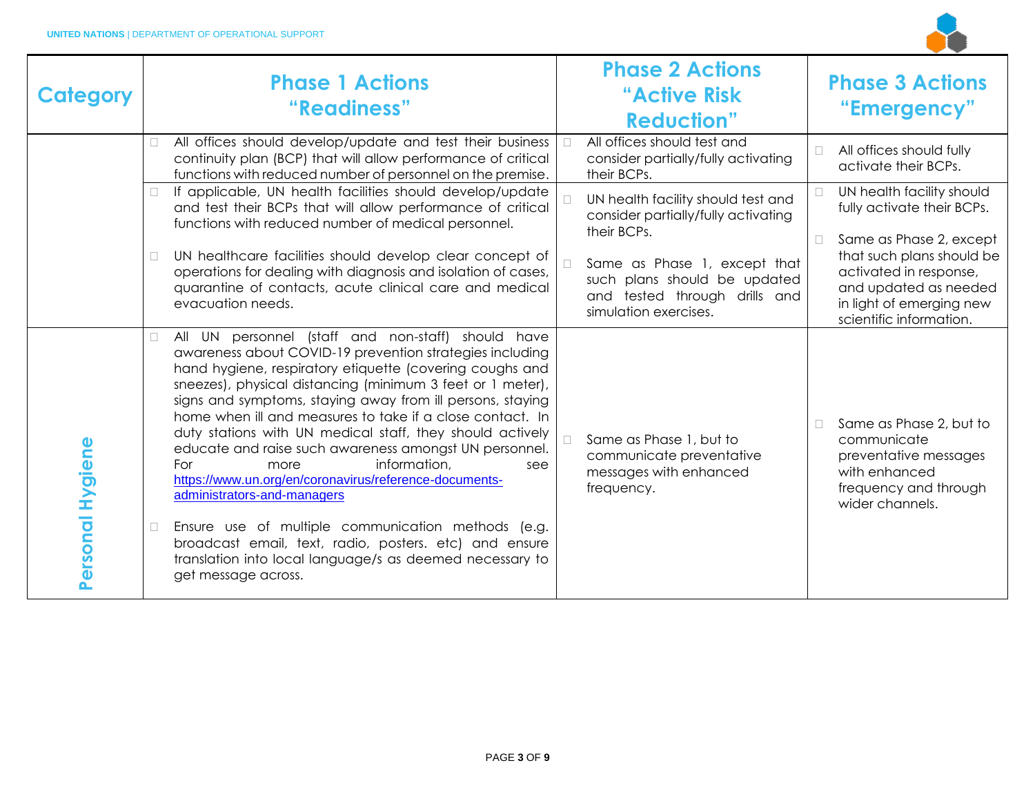| Category | Phase 1 Actions "Readiness" | Phase 2 Actions "Active Risk Reduction" | Phase 3 Actions "Emergency" |
|---|---|---|---|
| | All offices should develop/update and test their business continuity plan (BCP) that will allow performance of critical functions with reduced number of personnel on the premise. | All offices should test and consider partially/fully activating their BCPs. | All offices should fully activate their BCPs. |
| | If applicable, UN health facilities should develop/update and test their BCPs that will allow performance of critical functions with reduced number of medical personnel.<br><br>UN healthcare facilities should develop clear concept of operations for dealing with diagnosis and isolation of cases, quarantine of contacts, acute clinical care and medical evacuation needs. | UN health facility should test and consider partially/fully activating their BCPs.<br><br>Same as Phase 1, except that such plans should be updated and tested through drills and simulation exercises. | UN health facility should fully activate their BCPs.<br><br>Same as Phase 2, except that such plans should be activated in response, and updated as needed in light of emerging new scientific information. |
| Personal Hygiene | All UN personnel (staff and non-staff) should have awareness about COVID-19 prevention strategies including hand hygiene, respiratory etiquette (covering coughs and sneezes), physical distancing (minimum 3 feet or 1 meter), signs and symptoms, staying away from ill persons, staying home when ill and measures to take if a close contact. In duty stations with UN medical staff, they should actively educate and raise such awareness amongst UN personnel. For more information, see https://www.un.org/en/coronavirus/reference-documents-administrators-and-managers<br><br>Ensure use of multiple communication methods (e.g. broadcast email, text, radio, posters. etc) and ensure translation into local language/s as deemed necessary to get message across. | Same as Phase 1, but to communicate preventative messages with enhanced frequency. | Same as Phase 2, but to communicate preventative messages with enhanced frequency and through wider channels. |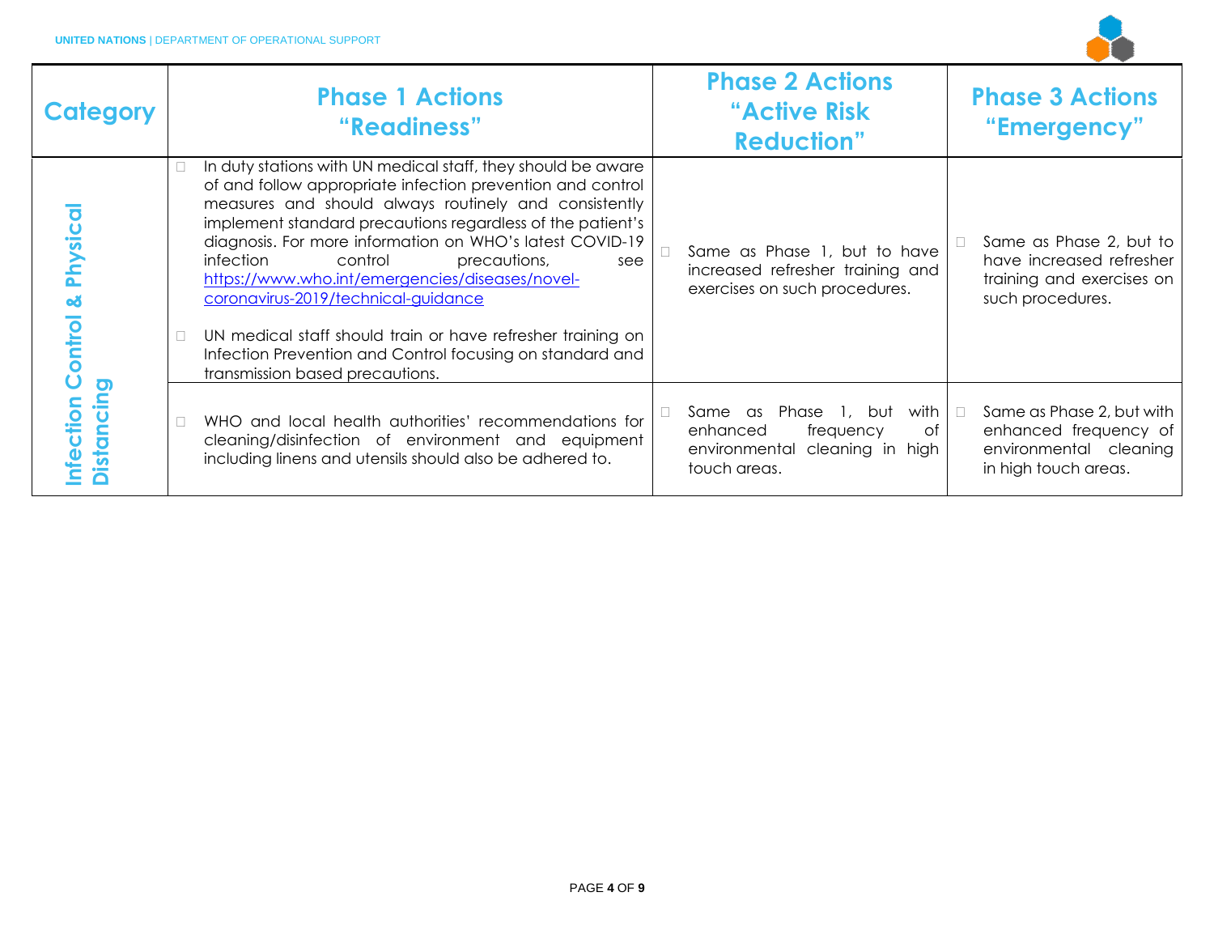| Category | Phase 1 Actions "Readiness" | Phase 2 Actions "Active Risk Reduction" | Phase 3 Actions "Emergency" |
|---|---|---|---|
| Infection Control & Physical Distancing | - In duty stations with UN medical staff, they should be aware of and follow appropriate infection prevention and control measures and should always routinely and consistently implement standard precautions regardless of the patient's diagnosis. For more information on WHO's latest COVID-19 infection control precautions, see [https://www.who.int/emergencies/diseases/novel-coronavirus-2019/technical-guidance](https://www.who.int/emergencies/diseases/novel-coronavirus-2019/technical-guidance) <br> - UN medical staff should train or have refresher training on Infection Prevention and Control focusing on standard and transmission based precautions. | - Same as Phase 1, but to have increased refresher training and exercises on such procedures. | - Same as Phase 2, but to have increased refresher training and exercises on such procedures. |
| | - WHO and local health authorities' recommendations for cleaning/disinfection of environment and equipment including linens and utensils should also be adhered to. | - Same as Phase 1, but with enhanced frequency of environmental cleaning in high touch areas. | - Same as Phase 2, but with enhanced frequency of environmental cleaning in high touch areas. |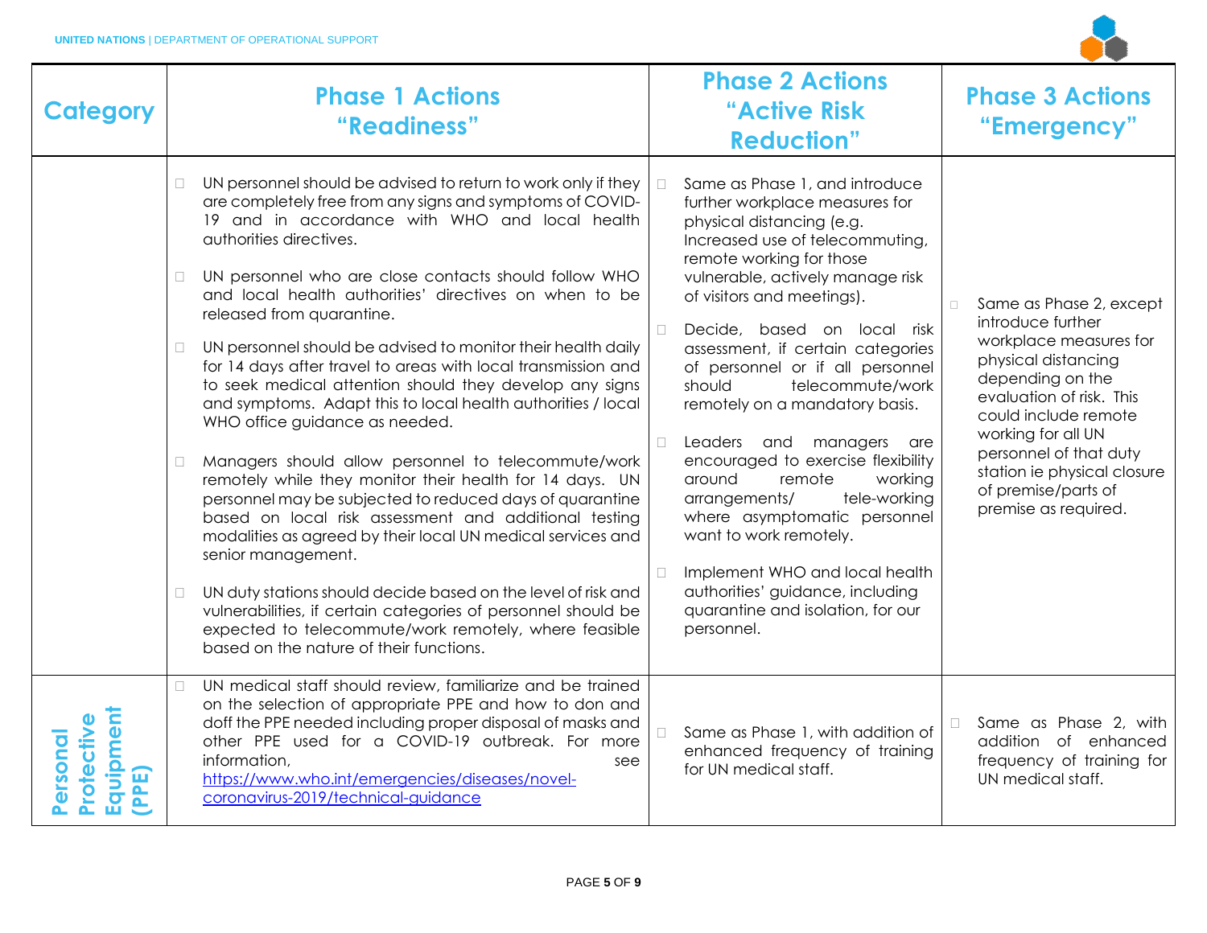| Category | Phase 1 Actions "Readiness" | Phase 2 Actions "Active Risk Reduction" | Phase 3 Actions "Emergency" |
|---|---|---|---|
| | • UN personnel should be advised to return to work only if they are completely free from any signs and symptoms of COVID-19 and in accordance with WHO and local health authorities directives.<br><br>• UN personnel who are close contacts should follow WHO and local health authorities' directives on when to be released from quarantine.<br><br>• UN personnel should be advised to monitor their health daily for 14 days after travel to areas with local transmission and to seek medical attention should they develop any signs and symptoms. Adapt this to local health authorities / local WHO office guidance as needed.<br><br>• Managers should allow personnel to telecommute/work remotely while they monitor their health for 14 days. UN personnel may be subjected to reduced days of quarantine based on local risk assessment and additional testing modalities as agreed by their local UN medical services and senior management.<br><br>• UN duty stations should decide based on the level of risk and vulnerabilities, if certain categories of personnel should be expected to telecommute/work remotely, where feasible based on the nature of their functions. | • Same as Phase 1, and introduce further workplace measures for physical distancing (e.g. Increased use of telecommuting, remote working for those vulnerable, actively manage risk of visitors and meetings).<br><br>• Decide, based on local risk assessment, if certain categories of personnel or if all personnel should telecommute/work remotely on a mandatory basis.<br><br>• Leaders and managers are encouraged to exercise flexibility around remote working arrangements/ tele-working where asymptomatic personnel want to work remotely.<br><br>• Implement WHO and local health authorities' guidance, including quarantine and isolation, for our personnel. | • Same as Phase 2, except introduce further workplace measures for physical distancing depending on the evaluation of risk. This could include remote working for all UN personnel of that duty station ie physical closure of premise/parts of premise as required. |
| Personal Protective Equipment (PPE) | • UN medical staff should review, familiarize and be trained on the selection of appropriate PPE and how to don and doff the PPE needed including proper disposal of masks and other PPE used for a COVID-19 outbreak. For more information, see [https://www.who.int/emergencies/diseases/novel-coronavirus-2019/technical-guidance](https://www.who.int/emergencies/diseases/novel-coronavirus-2019/technical-guidance) | • Same as Phase 1, with addition of enhanced frequency of training for UN medical staff. | • Same as Phase 2, with addition of enhanced frequency of training for UN medical staff. |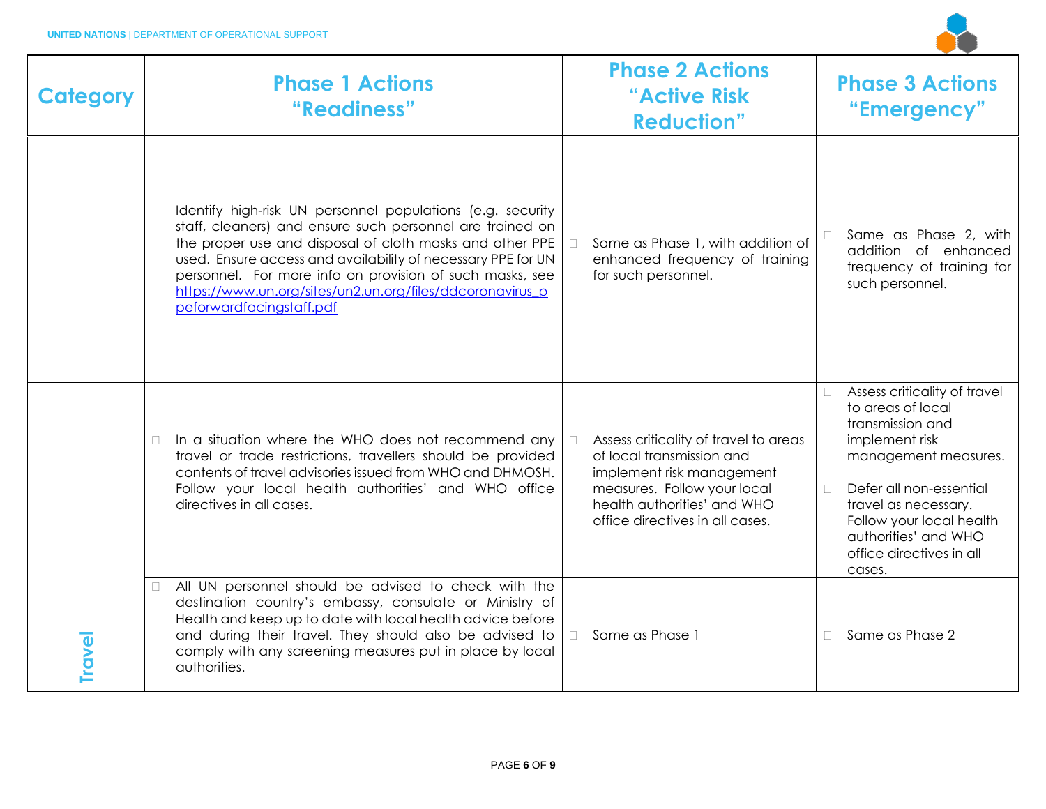| Category | Phase 1 Actions "Readiness" | Phase 2 Actions "Active Risk Reduction" | Phase 3 Actions "Emergency" |
|---|---|---|---|
| | Identify high-risk UN personnel populations (e.g. security staff, cleaners) and ensure such personnel are trained on the proper use and disposal of cloth masks and other PPE used. Ensure access and availability of necessary PPE for UN personnel. For more info on provision of such masks, see [https://www.un.org/sites/un2.un.org/files/ddcoronavirus_ppeforwardfacingstaff.pdf](https://www.un.org/sites/un2.un.org/files/ddcoronavirus_ppeforwardfacingstaff.pdf) | Same as Phase 1, with addition of enhanced frequency of training for such personnel. | Same as Phase 2, with addition of enhanced frequency of training for such personnel. |
| Travel | In a situation where the WHO does not recommend any travel or trade restrictions, travellers should be provided contents of travel advisories issued from WHO and DHMOSH. Follow your local health authorities' and WHO office directives in all cases. | Assess criticality of travel to areas of local transmission and implement risk management measures. Follow your local health authorities' and WHO office directives in all cases. | Assess criticality of travel to areas of local transmission and implement risk management measures.<br><br>Defer all non-essential travel as necessary. Follow your local health authorities' and WHO office directives in all cases. |
| | All UN personnel should be advised to check with the destination country's embassy, consulate or Ministry of Health and keep up to date with local health advice before and during their travel. They should also be advised to comply with any screening measures put in place by local authorities. | Same as Phase 1 | Same as Phase 2 |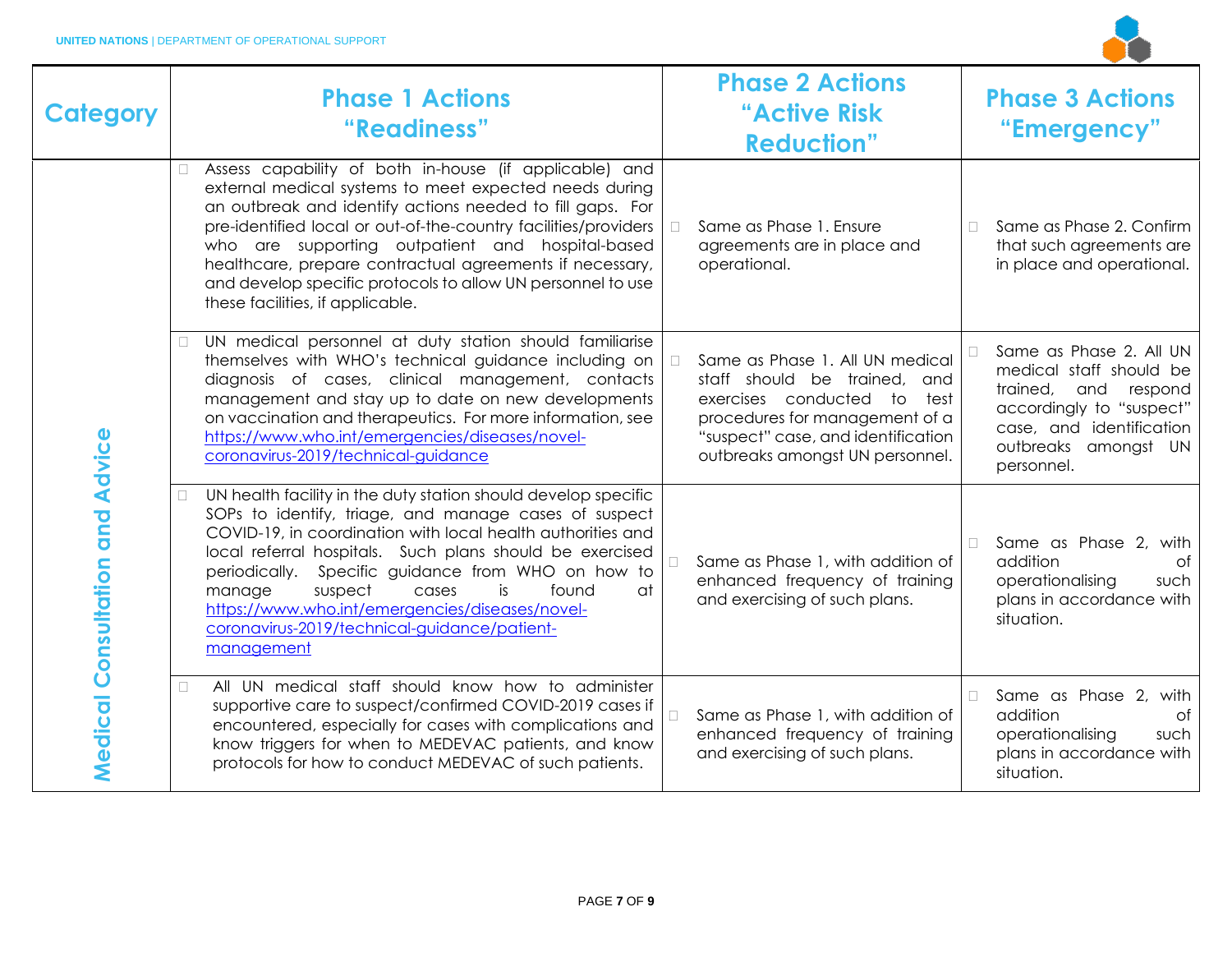| Category | Phase 1 Actions "Readiness" | Phase 2 Actions "Active Risk Reduction" | Phase 3 Actions "Emergency" |
|---|---|---|---|
| Medical Consultation and Advice | ☐ Assess capability of both in-house (if applicable) and external medical systems to meet expected needs during an outbreak and identify actions needed to fill gaps. For pre-identified local or out-of-the-country facilities/providers who are supporting outpatient and hospital-based healthcare, prepare contractual agreements if necessary, and develop specific protocols to allow UN personnel to use these facilities, if applicable. | ☐ Same as Phase 1. Ensure agreements are in place and operational. | ☐ Same as Phase 2. Confirm that such agreements are in place and operational. |
| | ☐ UN medical personnel at duty station should familiarise themselves with WHO's technical guidance including on diagnosis of cases, clinical management, contacts management and stay up to date on new developments on vaccination and therapeutics. For more information, see https://www.who.int/emergencies/diseases/novel-coronavirus-2019/technical-guidance | ☐ Same as Phase 1. All UN medical staff should be trained, and exercises conducted to test procedures for management of a "suspect" case, and identification outbreaks amongst UN personnel. | ☐ Same as Phase 2. All UN medical staff should be trained, and respond accordingly to "suspect" case, and identification outbreaks amongst UN personnel. |
| | ☐ UN health facility in the duty station should develop specific SOPs to identify, triage, and manage cases of suspect COVID-19, in coordination with local health authorities and local referral hospitals. Such plans should be exercised periodically. Specific guidance from WHO on how to manage suspect cases is found at https://www.who.int/emergencies/diseases/novel-coronavirus-2019/technical-guidance/patient-management | ☐ Same as Phase 1, with addition of enhanced frequency of training and exercising of such plans. | ☐ Same as Phase 2, with addition of operationalising such plans in accordance with situation. |
| | ☐ All UN medical staff should know how to administer supportive care to suspect/confirmed COVID-2019 cases if encountered, especially for cases with complications and know triggers for when to MEDEVAC patients, and know protocols for how to conduct MEDEVAC of such patients. | ☐ Same as Phase 1, with addition of enhanced frequency of training and exercising of such plans. | ☐ Same as Phase 2, with addition of operationalising such plans in accordance with situation. |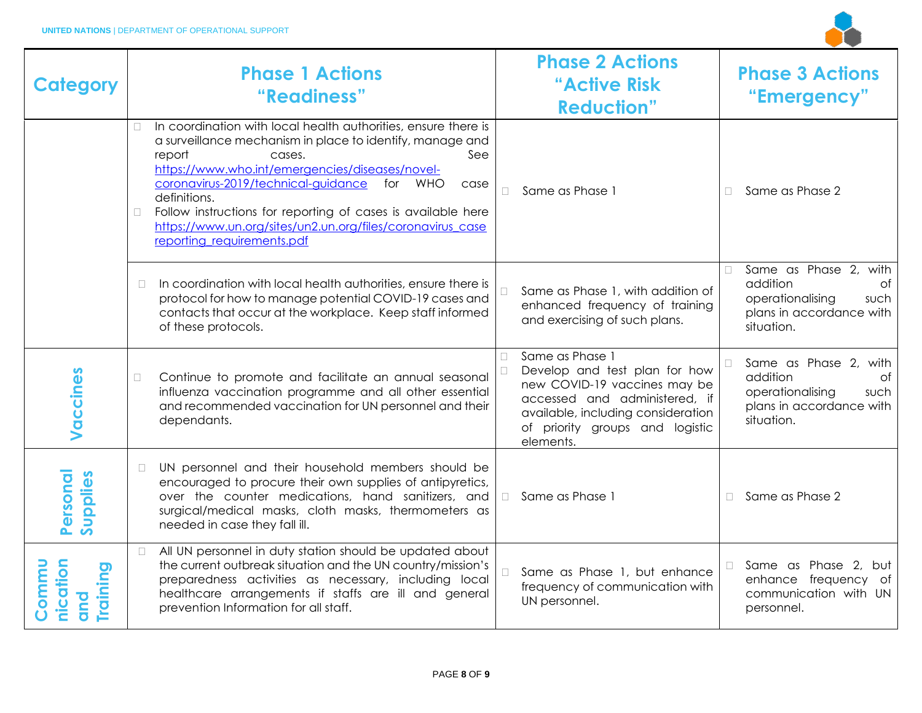| Category | Phase 1 Actions "Readiness" | Phase 2 Actions "Active Risk Reduction" | Phase 3 Actions "Emergency" |
|---|---|---|---|
| | In coordination with local health authorities, ensure there is a surveillance mechanism in place to identify, manage and report cases. See https://www.who.int/emergencies/diseases/novel-coronavirus-2019/technical-guidance for WHO case definitions.<br>Follow instructions for reporting of cases is available here https://www.un.org/sites/un2.un.org/files/coronavirus_casereporting_requirements.pdf | Same as Phase 1 | Same as Phase 2 |
| | In coordination with local health authorities, ensure there is protocol for how to manage potential COVID-19 cases and contacts that occur at the workplace. Keep staff informed of these protocols. | Same as Phase 1, with addition of enhanced frequency of training and exercising of such plans. | Same as Phase 2, with addition of operationalising such plans in accordance with situation. |
| Vaccines | Continue to promote and facilitate an annual seasonal influenza vaccination programme and all other essential and recommended vaccination for UN personnel and their dependants. | Same as Phase 1<br>Develop and test plan for how new COVID-19 vaccines may be accessed and administered, if available, including consideration of priority groups and logistic elements. | Same as Phase 2, with addition of operationalising such plans in accordance with situation. |
| Personal Supplies | UN personnel and their household members should be encouraged to procure their own supplies of antipyretics, over the counter medications, hand sanitizers, and surgical/medical masks, cloth masks, thermometers as needed in case they fall ill. | Same as Phase 1 | Same as Phase 2 |
| Communication and Training | All UN personnel in duty station should be updated about the current outbreak situation and the UN country/mission's preparedness activities as necessary, including local healthcare arrangements if staffs are ill and general prevention Information for all staff. | Same as Phase 1, but enhance frequency of communication with UN personnel. | Same as Phase 2, but enhance frequency of communication with UN personnel. |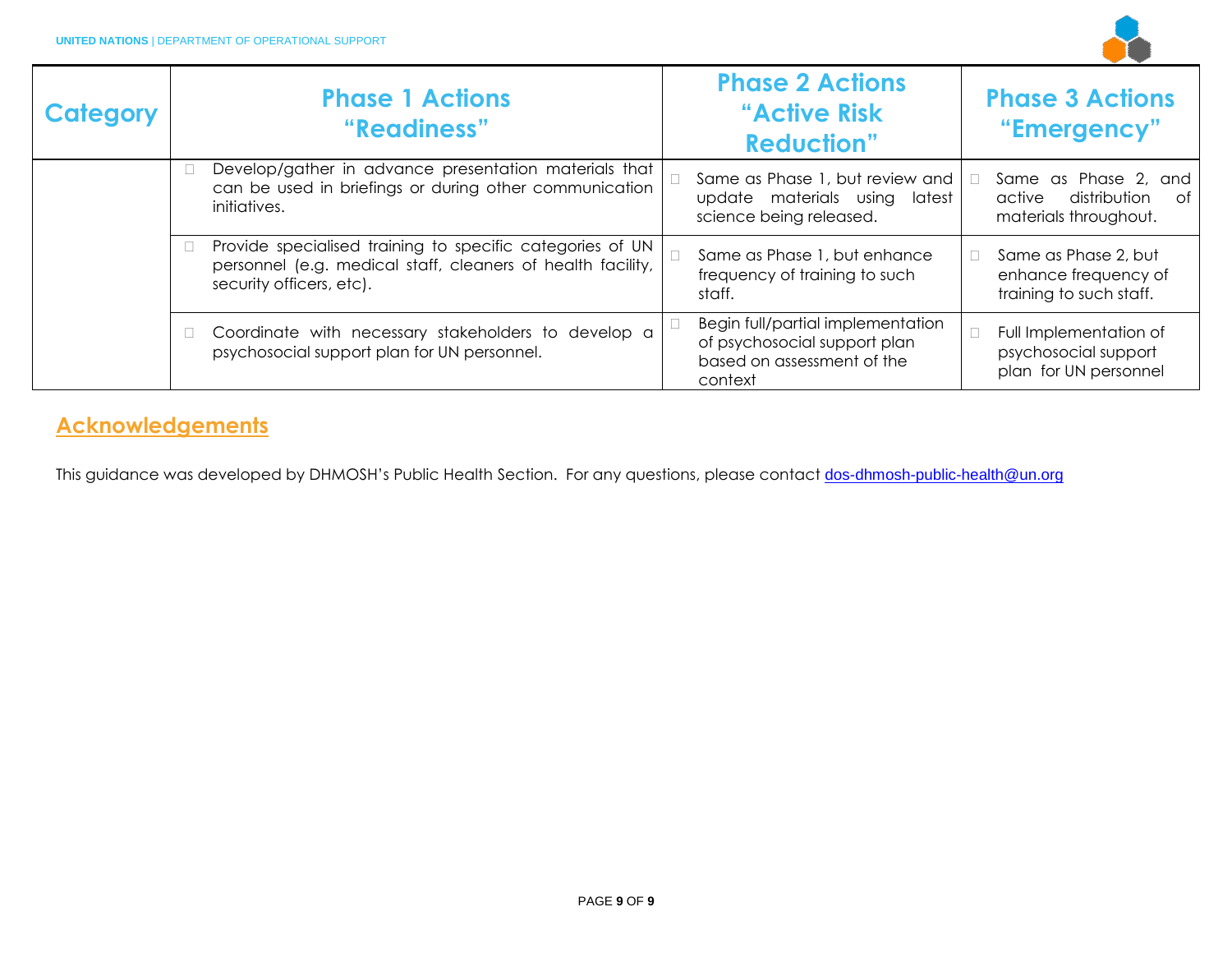| Category | Phase 1 Actions "Readiness" | Phase 2 Actions "Active Risk Reduction" | Phase 3 Actions "Emergency" |
|---|---|---|---|
| | Develop/gather in advance presentation materials that can be used in briefings or during other communication initiatives. | Same as Phase 1, but review and update materials using latest science being released. | Same as Phase 2, and active distribution of materials throughout. |
| | Provide specialised training to specific categories of UN personnel (e.g. medical staff, cleaners of health facility, security officers, etc). | Same as Phase 1, but enhance frequency of training to such staff. | Same as Phase 2, but enhance frequency of training to such staff. |
| | Coordinate with necessary stakeholders to develop a psychosocial support plan for UN personnel. | Begin full/partial implementation of psychosocial support plan based on assessment of the context | Full Implementation of psychosocial support plan for UN personnel |

## Acknowledgements

This guidance was developed by DHMOSH's Public Health Section. For any questions, please contact dos-dhmosh-public-health@un.org